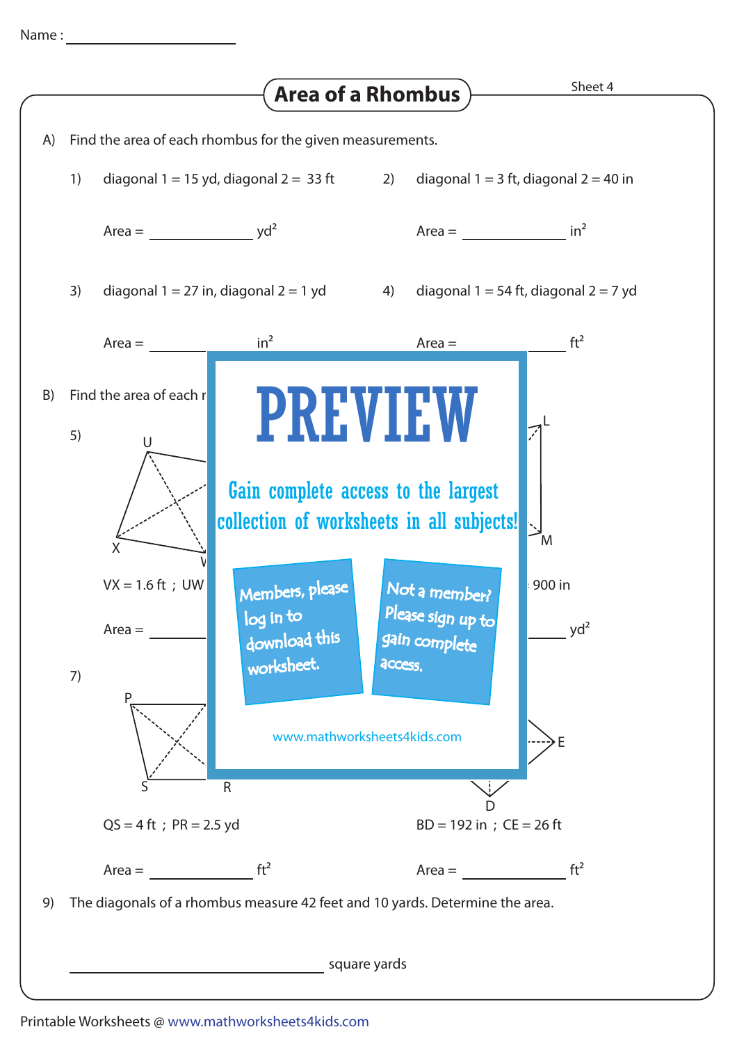Name :

# Area of a Rhombus

Sheet 4

A) Find the area of each rhombus for the given measurements.

1) diagonal 1 = 15 yd, diagonal 2 = 33 ft

Area = ____________ $yd^2$

2) diagonal 1 = 3 ft, diagonal 2 = 40 in

Area = ____________ $in^2$

3) diagonal 1 = 27 in, diagonal 2 = 1 yd

Area = ____________ $in^2$

4) diagonal 1 = 54 ft, diagonal 2 = 7 yd

Area = ____________ $ft^2$

B) Find the area of each r

5)

VX = 1.6 ft ; UW

Area = ____________

900 in

____________ $yd^2$

7)

QS = 4 ft ; PR = 2.5 yd

Area = ____________ $ft^2$

BD = 192 in ; CE = 26 ft

Area = ____________ $ft^2$

PREVIEW

Gain complete access to the largest collection of worksheets in all subjects!

Members, please log in to download this worksheet.

Not a member? Please sign up to gain complete access.

www.mathworksheets4kids.com

9) The diagonals of a rhombus measure 42 feet and 10 yards. Determine the area.

____________ square yards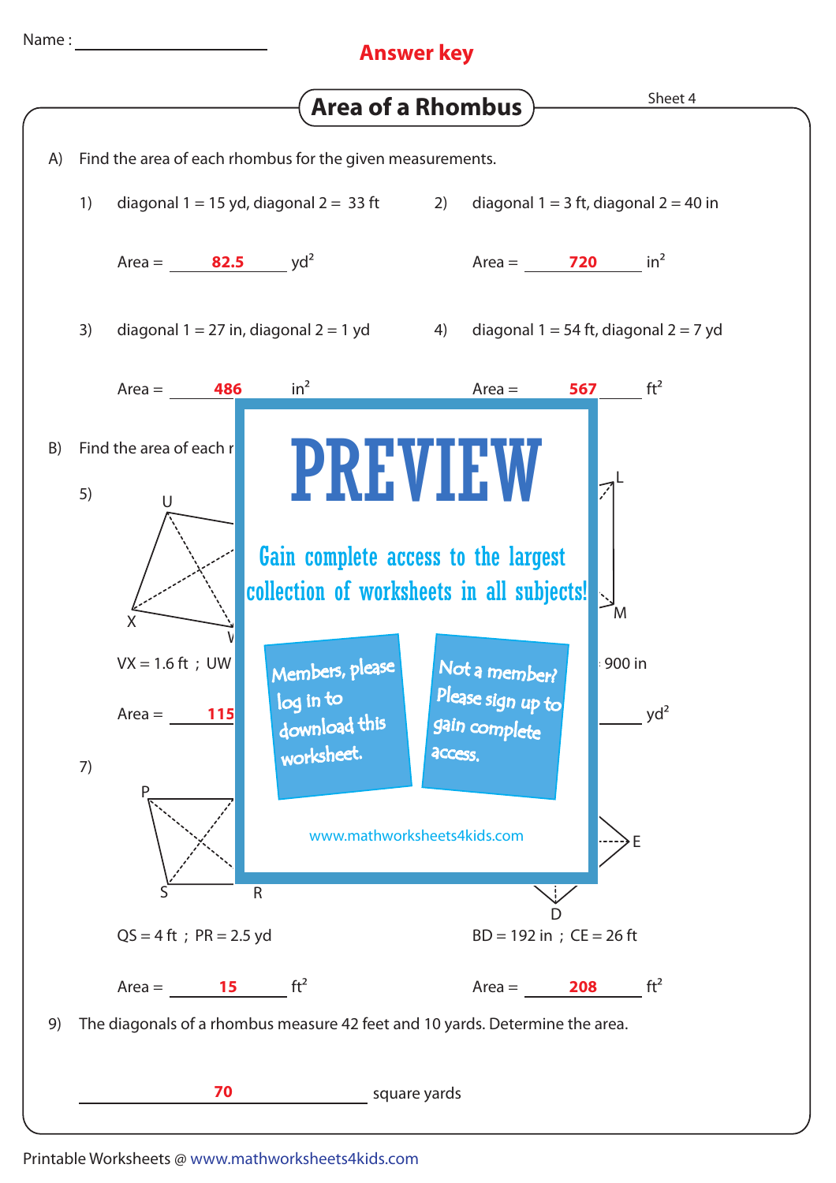Name : ____________________

**Answer key**

# Area of a Rhombus

Sheet 4

A) Find the area of each rhombus for the given measurements.

1) diagonal 1 = 15 yd, diagonal 2 = 33 ft

Area = **82.5** $yd^2$

2) diagonal 1 = 3 ft, diagonal 2 = 40 in

Area = **720** $in^2$

3) diagonal 1 = 27 in, diagonal 2 = 1 yd

Area = **486** $in^2$

4) diagonal 1 = 54 ft, diagonal 2 = 7 yd

Area = **567** $ft^2$

B) Find the area of each r

5)

U

X

W

VX = 1.6 ft ; UW

Area = **115**

L

M

900 in

$yd^2$

PREVIEW

Gain complete access to the largest collection of worksheets in all subjects!

Members, please log in to download this worksheet.

Not a member? Please sign up to gain complete access.

www.mathworksheets4kids.com

7)

P

S

R

QS = 4 ft ; PR = 2.5 yd

Area = **15** $ft^2$

E

D

BD = 192 in ; CE = 26 ft

Area = **208** $ft^2$

9) The diagonals of a rhombus measure 42 feet and 10 yards. Determine the area.

**70** square yards

Printable Worksheets @ www.mathworksheets4kids.com